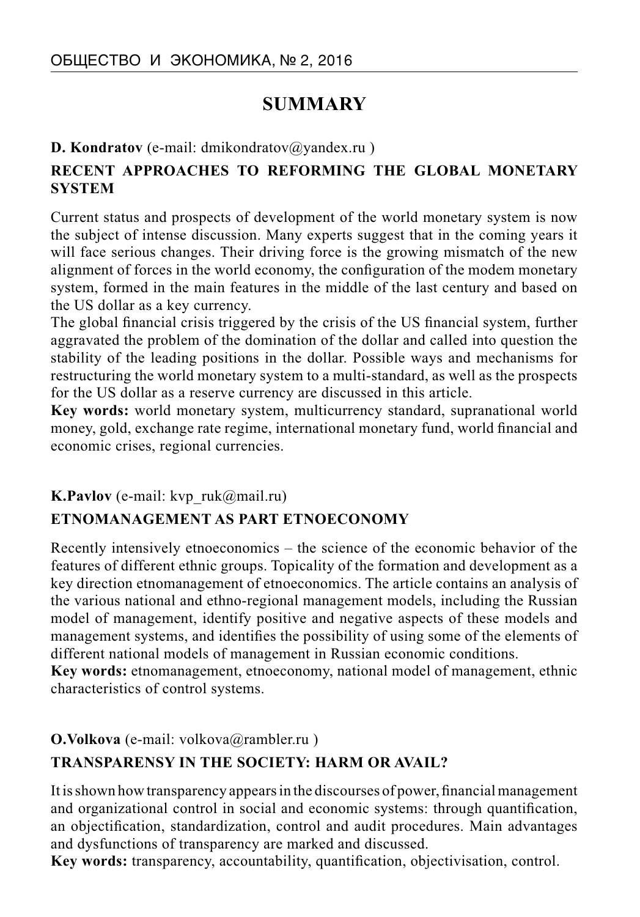# SUMMARY

**D. Kondratov** (e-mail: dmikondratov@yandex.ru )

## RECENT APPROACHES TO REFORMING THE GLOBAL MONETARY SYSTEM

Current status and prospects of development of the world monetary system is now the subject of intense discussion. Many experts suggest that in the coming years it will face serious changes. Their driving force is the growing mismatch of the new alignment of forces in the world economy, the configuration of the modem monetary system, formed in the main features in the middle of the last century and based on the US dollar as a key currency.

The global financial crisis triggered by the crisis of the US financial system, further aggravated the problem of the domination of the dollar and called into question the stability of the leading positions in the dollar. Possible ways and mechanisms for restructuring the world monetary system to a multi-standard, as well as the prospects for the US dollar as a reserve currency are discussed in this article.

**Key words:** world monetary system, multicurrency standard, supranational world money, gold, exchange rate regime, international monetary fund, world financial and economic crises, regional currencies.

**K.Pavlov** (e-mail: kvp_ruk@mail.ru)

## ETNOMANAGEMENT AS PART ETNOECONOMY

Recently intensively etnoeconomics – the science of the economic behavior of the features of different ethnic groups. Topicality of the formation and development as a key direction etnomanagement of etnoeconomics. The article contains an analysis of the various national and ethno-regional management models, including the Russian model of management, identify positive and negative aspects of these models and management systems, and identifies the possibility of using some of the elements of different national models of management in Russian economic conditions.

**Key words:** etnomanagement, etnoeconomy, national model of management, ethnic characteristics of control systems.

**O.Volkova** (e-mail: volkova@rambler.ru )

## TRANSPARENSY IN THE SOCIETY: HARM OR AVAIL?

It is shown how transparency appears in the discourses of power, financial management and organizational control in social and economic systems: through quantification, an objectification, standardization, control and audit procedures. Main advantages and dysfunctions of transparency are marked and discussed.

**Key words:** transparency, accountability, quantification, objectivisation, control.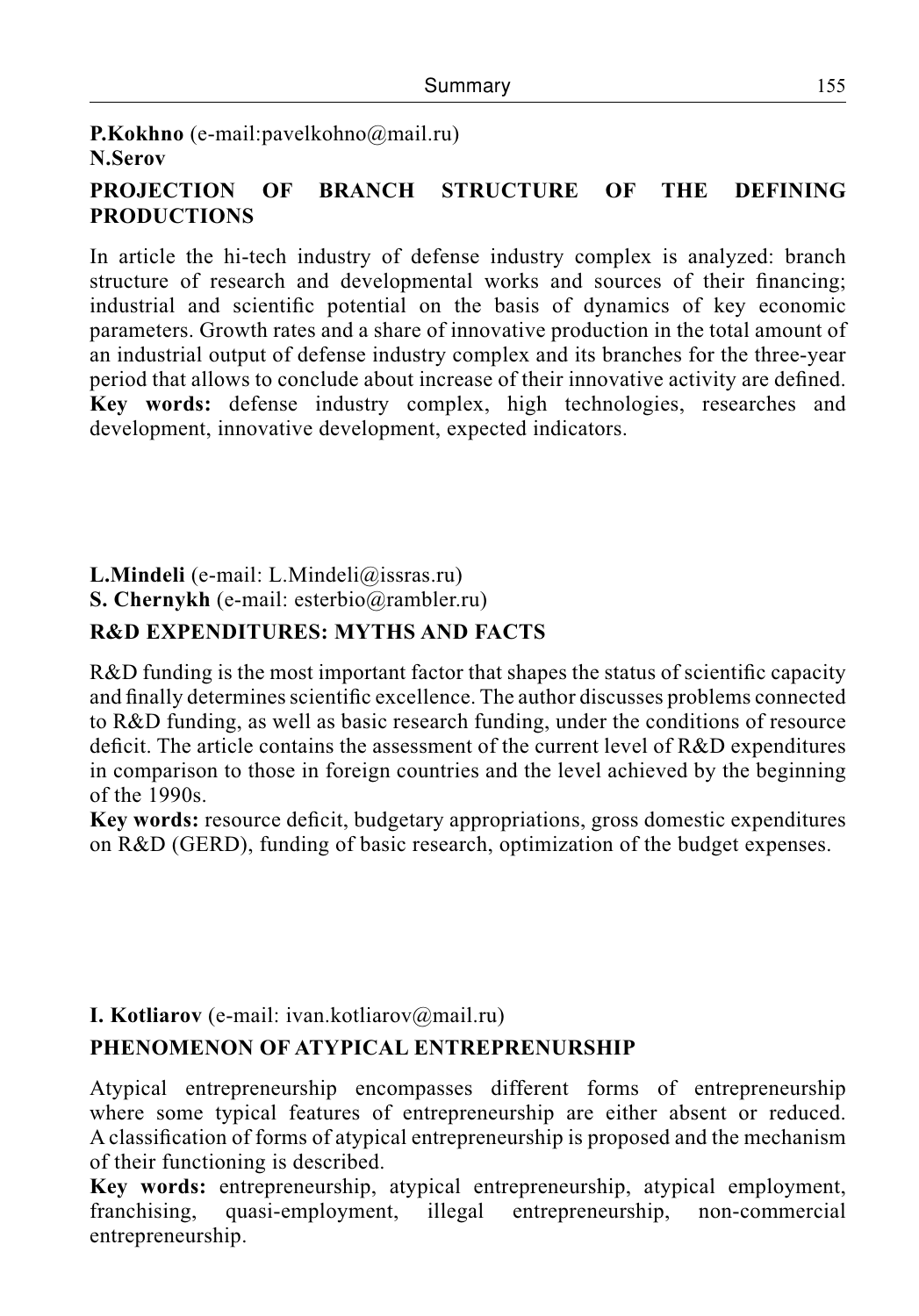**P.Kokhno** (e-mail:pavelkohno@mail.ru)
**N.Serov**

**PROJECTION OF BRANCH STRUCTURE OF THE DEFINING PRODUCTIONS**

In article the hi-tech industry of defense industry complex is analyzed: branch structure of research and developmental works and sources of their financing; industrial and scientific potential on the basis of dynamics of key economic parameters. Growth rates and a share of innovative production in the total amount of an industrial output of defense industry complex and its branches for the three-year period that allows to conclude about increase of their innovative activity are defined.
**Key words:** defense industry complex, high technologies, researches and development, innovative development, expected indicators.

**L.Mindeli** (e-mail: L.Mindeli@issras.ru)
**S. Chernykh** (e-mail: esterbio@rambler.ru)

**R&D EXPENDITURES: MYTHS AND FACTS**

R&D funding is the most important factor that shapes the status of scientific capacity and finally determines scientific excellence. The author discusses problems connected to R&D funding, as well as basic research funding, under the conditions of resource deficit. The article contains the assessment of the current level of R&D expenditures in comparison to those in foreign countries and the level achieved by the beginning of the 1990s.
**Key words:** resource deficit, budgetary appropriations, gross domestic expenditures on R&D (GERD), funding of basic research, optimization of the budget expenses.

**I. Kotliarov** (e-mail: ivan.kotliarov@mail.ru)

**PHENOMENON OF ATYPICAL ENTREPRENURSHIP**

Atypical entrepreneurship encompasses different forms of entrepreneurship where some typical features of entrepreneurship are either absent or reduced. A classification of forms of atypical entrepreneurship is proposed and the mechanism of their functioning is described.
**Key words:** entrepreneurship, atypical entrepreneurship, atypical employment, franchising, quasi-employment, illegal entrepreneurship, non-commercial entrepreneurship.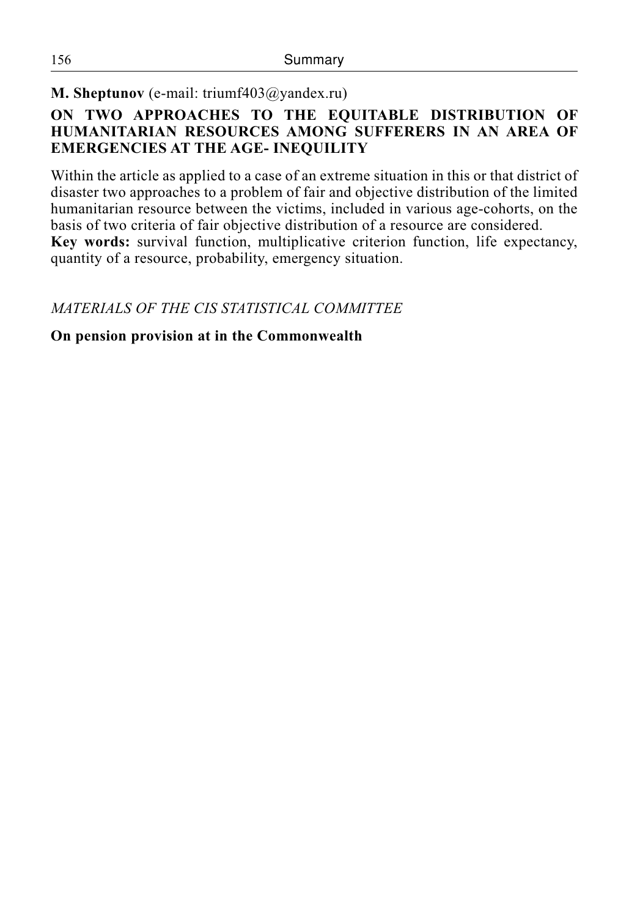**M. Sheptunov** (e-mail: triumf403@yandex.ru)

**ON TWO APPROACHES TO THE EQUITABLE DISTRIBUTION OF HUMANITARIAN RESOURCES AMONG SUFFERERS IN AN AREA OF EMERGENCIES AT THE AGE- INEQUILITY**

Within the article as applied to a case of an extreme situation in this or that district of disaster two approaches to a problem of fair and objective distribution of the limited humanitarian resource between the victims, included in various age-cohorts, on the basis of two criteria of fair objective distribution of a resource are considered.
**Key words:** survival function, multiplicative criterion function, life expectancy, quantity of a resource, probability, emergency situation.

*MATERIALS OF THE CIS STATISTICAL COMMITTEE*

**On pension provision at in the Commonwealth**